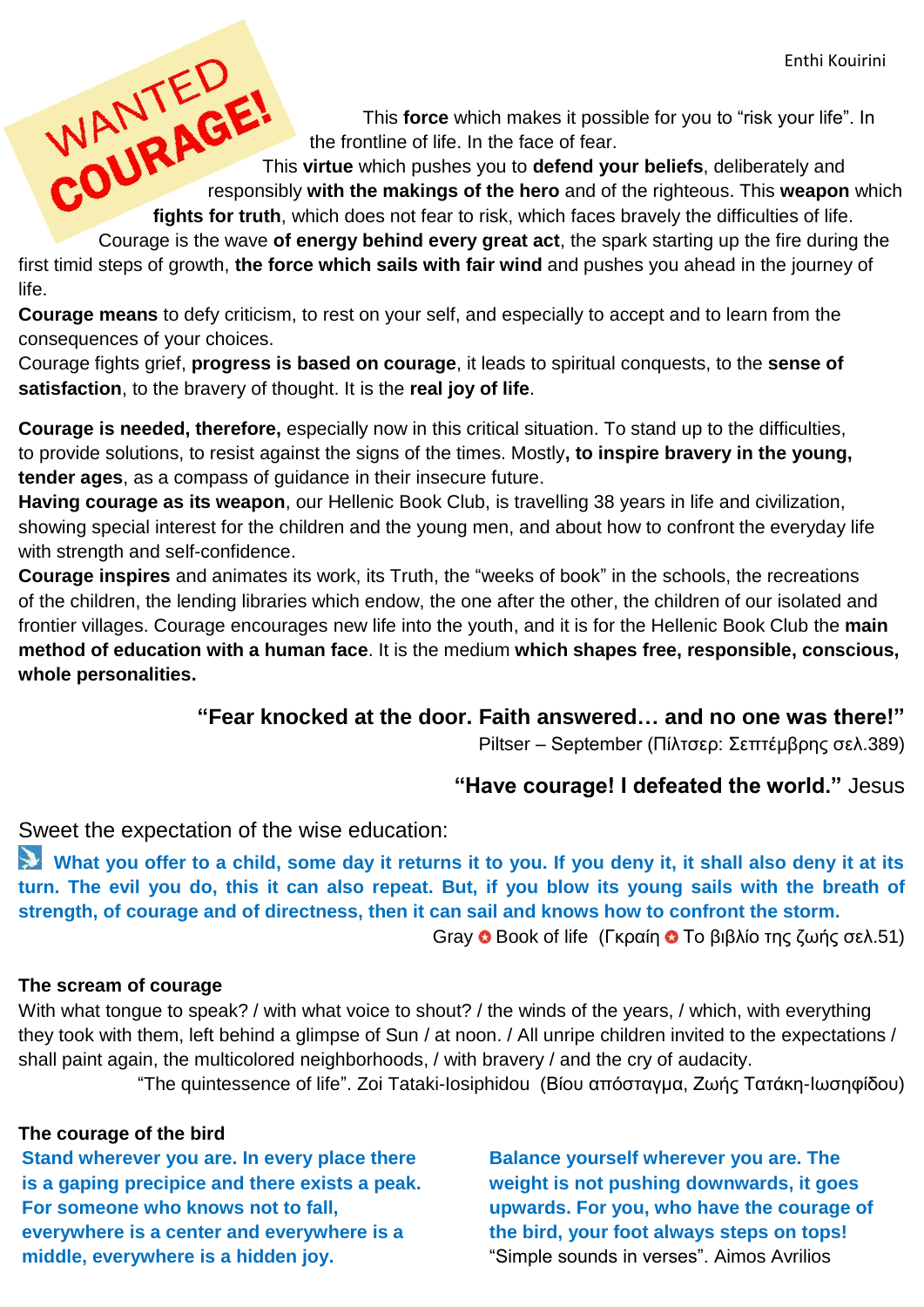Enthi Kouirini

# WANTED COURAGE!

This **force** which makes it possible for you to "risk your life". In the frontline of life. In the face of fear.

This **virtue** which pushes you to **defend your beliefs**, deliberately and responsibly **with the makings of the hero** and of the righteous. This **weapon** which **fights for truth**, which does not fear to risk, which faces bravely the difficulties of life.

Courage is the wave **of energy behind every great act**, the spark starting up the fire during the first timid steps of growth, **the force which sails with fair wind** and pushes you ahead in the journey of life.

**Courage means** to defy criticism, to rest on your self, and especially to accept and to learn from the consequences of your choices.

Courage fights grief, **progress is based on courage**, it leads to spiritual conquests, to the **sense of satisfaction**, to the bravery of thought. It is the **real joy of life**.

**Courage is needed, therefore,** especially now in this critical situation. To stand up to the difficulties, to provide solutions, to resist against the signs of the times. Mostly**, to inspire bravery in the young, tender ages**, as a compass of guidance in their insecure future.

**Having courage as its weapon**, our Hellenic Book Club, is travelling 38 years in life and civilization, showing special interest for the children and the young men, and about how to confront the everyday life with strength and self-confidence.

**Courage inspires** and animates its work, its Truth, the "weeks of book" in the schools, the recreations of the children, the lending libraries which endow, the one after the other, the children of our isolated and frontier villages. Courage encourages new life into the youth, and it is for the Hellenic Book Club the **main method of education with a human face**. It is the medium **which shapes free, responsible, conscious, whole personalities.**

**"Fear knocked at the door. Faith answered… and no one was there!"**

Piltser – September (Πίλτσερ: Σεπτέμβρης σελ.389)

**"Have courage! I defeated the world."** Jesus

Sweet the expectation of the wise education:

**What you offer to a child, some day it returns it to you. If you deny it, it shall also deny it at its turn. The evil you do, this it can also repeat. But, if you blow its young sails with the breath of strength, of courage and of directness, then it can sail and knows how to confront the storm.**

Gray ✪ Book of life (Γκραίη ✪ Το βιβλίο της ζωής σελ.51)

**The scream of courage**

With what tongue to speak? / with what voice to shout? / the winds of the years, / which, with everything they took with them, left behind a glimpse of Sun / at noon. / All unripe children invited to the expectations / shall paint again, the multicolored neighborhoods, / with bravery / and the cry of audacity.

"The quintessence of life". Zoi Tataki-Iosiphidou (Βίου απόσταγμα, Ζωής Τατάκη-Ιωσηφίδου)

**The courage of the bird**

**Stand wherever you are. In every place there is a gaping precipice and there exists a peak. For someone who knows not to fall, everywhere is a center and everywhere is a middle, everywhere is a hidden joy.**

**Balance yourself wherever you are. The weight is not pushing downwards, it goes upwards. For you, who have the courage of the bird, your foot always steps on tops!**

"Simple sounds in verses". Aimos Avrilios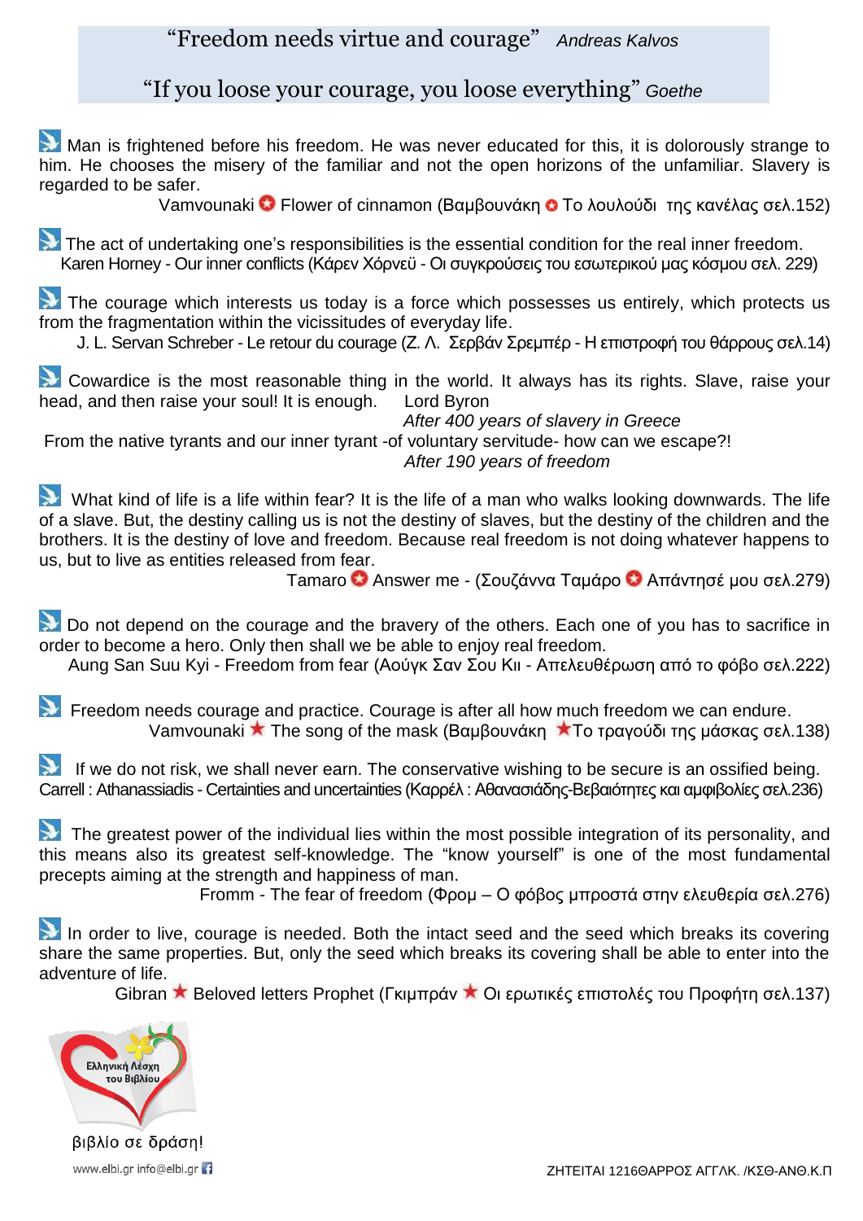"Freedom needs virtue and courage" *Andreas Kalvos*

"If you loose your courage, you loose everything" *Goethe*

Man is frightened before his freedom. He was never educated for this, it is dolorously strange to him. He chooses the misery of the familiar and not the open horizons of the unfamiliar. Slavery is regarded to be safer.

Vamvounaki ✪ Flower of cinnamon (Βαμβουνάκη ✪ Το λουλούδι της κανέλας σελ.152)

The act of undertaking one's responsibilities is the essential condition for the real inner freedom.

Karen Horney - Our inner conflicts (Κάρεν Χόρνεϋ - Οι συγκρούσεις του εσωτερικού μας κόσμου σελ. 229)

The courage which interests us today is a force which possesses us entirely, which protects us from the fragmentation within the vicissitudes of everyday life.

J. L. Servan Schreber - Le retour du courage (Ζ. Λ. Σερβάν Σρεμπέρ - Η επιστροφή του θάρρους σελ.14)

Cowardice is the most reasonable thing in the world. It always has its rights. Slave, raise your head, and then raise your soul! It is enough. Lord Byron

*After 400 years of slavery in Greece*

From the native tyrants and our inner tyrant -of voluntary servitude- how can we escape?!

*After 190 years of freedom*

What kind of life is a life within fear? It is the life of a man who walks looking downwards. The life of a slave. But, the destiny calling us is not the destiny of slaves, but the destiny of the children and the brothers. It is the destiny of love and freedom. Because real freedom is not doing whatever happens to us, but to live as entities released from fear.

Tamaro ✪ Answer me - (Σουζάννα Ταμάρο ✪ Απάντησέ μου σελ.279)

Do not depend on the courage and the bravery of the others. Each one of you has to sacrifice in order to become a hero. Only then shall we be able to enjoy real freedom.

Aung San Suu Kyi - Freedom from fear (Αούγκ Σαν Σου Κι - Απελευθέρωση από το φόβο σελ.222)

Freedom needs courage and practice. Courage is after all how much freedom we can endure.

Vamvounaki ★ The song of the mask (Βαμβουνάκη ★Το τραγούδι της μάσκας σελ.138)

If we do not risk, we shall never earn. The conservative wishing to be secure is an ossified being.

Carrell : Athanassiadis - Certainties and uncertainties (Καρρέλ : Αθανασιάδης-Βεβαιότητες και αμφιβολίες σελ.236)

The greatest power of the individual lies within the most possible integration of its personality, and this means also its greatest self-knowledge. The "know yourself" is one of the most fundamental precepts aiming at the strength and happiness of man.

Fromm - The fear of freedom (Φρομ – Ο φόβος μπροστά στην ελευθερία σελ.276)

In order to live, courage is needed. Both the intact seed and the seed which breaks its covering share the same properties. But, only the seed which breaks its covering shall be able to enter into the adventure of life.

Gibran ★ Beloved letters Prophet (Γκιμπράν ★ Οι ερωτικές επιστολές του Προφήτη σελ.137)

Ελληνική Λέσχη του Βιβλίου

βιβλίο σε δράση!

www.elbi.gr info@elbi.gr

ΖΗΤΕΙΤΑΙ 1216ΘΑΡΡΟΣ ΑΓΓΛΚ. /ΚΣΘ-ΑΝΘ.Κ.Π